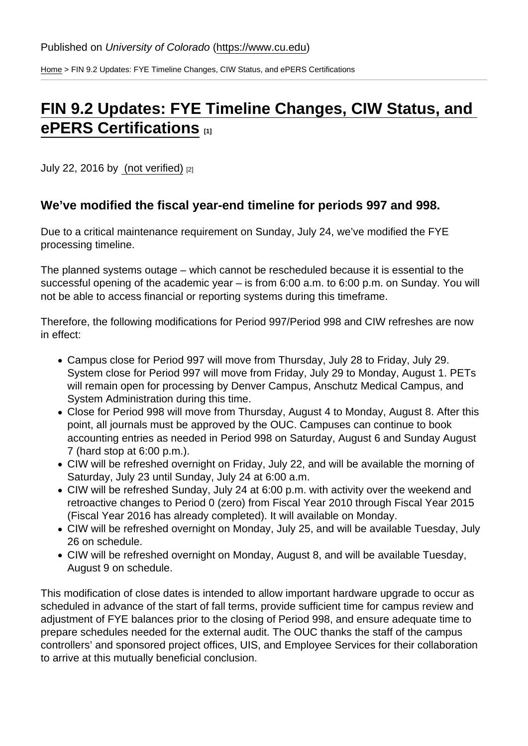Published on *University of Colorado* (https://www.cu.edu)

Home > FIN 9.2 Updates: FYE Timeline Changes, CIW Status, and ePERS Certifications

# FIN 9.2 Updates: FYE Timeline Changes, CIW Status, and ePERS Certifications [1]

July 22, 2016 by (not verified) [2]

### We've modified the fiscal year-end timeline for periods 997 and 998.

Due to a critical maintenance requirement on Sunday, July 24, we've modified the FYE processing timeline.

The planned systems outage – which cannot be rescheduled because it is essential to the successful opening of the academic year – is from 6:00 a.m. to 6:00 p.m. on Sunday. You will not be able to access financial or reporting systems during this timeframe.

Therefore, the following modifications for Period 997/Period 998 and CIW refreshes are now in effect:

- Campus close for Period 997 will move from Thursday, July 28 to Friday, July 29. System close for Period 997 will move from Friday, July 29 to Monday, August 1. PETs will remain open for processing by Denver Campus, Anschutz Medical Campus, and System Administration during this time.
- Close for Period 998 will move from Thursday, August 4 to Monday, August 8. After this point, all journals must be approved by the OUC. Campuses can continue to book accounting entries as needed in Period 998 on Saturday, August 6 and Sunday August 7 (hard stop at 6:00 p.m.).
- CIW will be refreshed overnight on Friday, July 22, and will be available the morning of Saturday, July 23 until Sunday, July 24 at 6:00 a.m.
- CIW will be refreshed Sunday, July 24 at 6:00 p.m. with activity over the weekend and retroactive changes to Period 0 (zero) from Fiscal Year 2010 through Fiscal Year 2015 (Fiscal Year 2016 has already completed). It will available on Monday.
- CIW will be refreshed overnight on Monday, July 25, and will be available Tuesday, July 26 on schedule.
- CIW will be refreshed overnight on Monday, August 8, and will be available Tuesday, August 9 on schedule.

This modification of close dates is intended to allow important hardware upgrade to occur as scheduled in advance of the start of fall terms, provide sufficient time for campus review and adjustment of FYE balances prior to the closing of Period 998, and ensure adequate time to prepare schedules needed for the external audit. The OUC thanks the staff of the campus controllers' and sponsored project offices, UIS, and Employee Services for their collaboration to arrive at this mutually beneficial conclusion.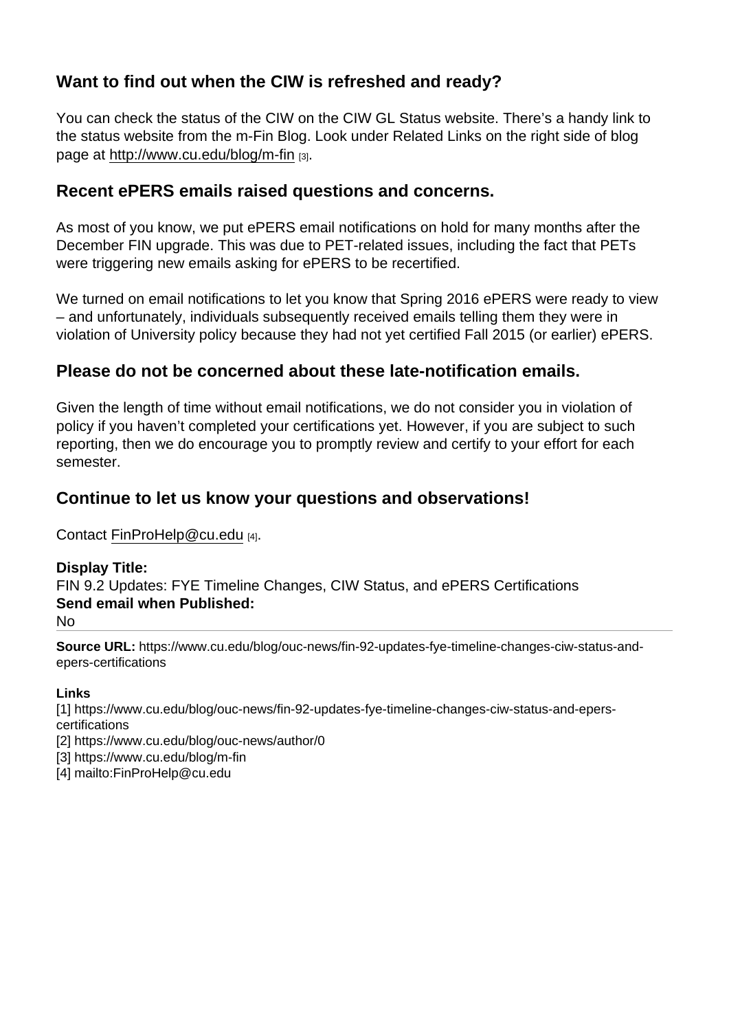## Want to find out when the CIW is refreshed and ready?

You can check the status of the CIW on the CIW GL Status website. There's a handy link to the status website from the m-Fin Blog. Look under Related Links on the right side of blog page at http://www.cu.edu/blog/m-fin [3].

## Recent ePERS emails raised questions and concerns.

As most of you know, we put ePERS email notifications on hold for many months after the December FIN upgrade. This was due to PET-related issues, including the fact that PETs were triggering new emails asking for ePERS to be recertified.

We turned on email notifications to let you know that Spring 2016 ePERS were ready to view – and unfortunately, individuals subsequently received emails telling them they were in violation of University policy because they had not yet certified Fall 2015 (or earlier) ePERS.

## Please do not be concerned about these late-notification emails.

Given the length of time without email notifications, we do not consider you in violation of policy if you haven't completed your certifications yet. However, if you are subject to such reporting, then we do encourage you to promptly review and certify to your effort for each semester.

## Continue to let us know your questions and observations!

Contact FinProHelp@cu.edu [4].

**Display Title:**
FIN 9.2 Updates: FYE Timeline Changes, CIW Status, and ePERS Certifications
**Send email when Published:**
No

---

**Source URL:** https://www.cu.edu/blog/ouc-news/fin-92-updates-fye-timeline-changes-ciw-status-and-epers-certifications

**Links**
[1] https://www.cu.edu/blog/ouc-news/fin-92-updates-fye-timeline-changes-ciw-status-and-epers-certifications
[2] https://www.cu.edu/blog/ouc-news/author/0
[3] https://www.cu.edu/blog/m-fin
[4] mailto:FinProHelp@cu.edu